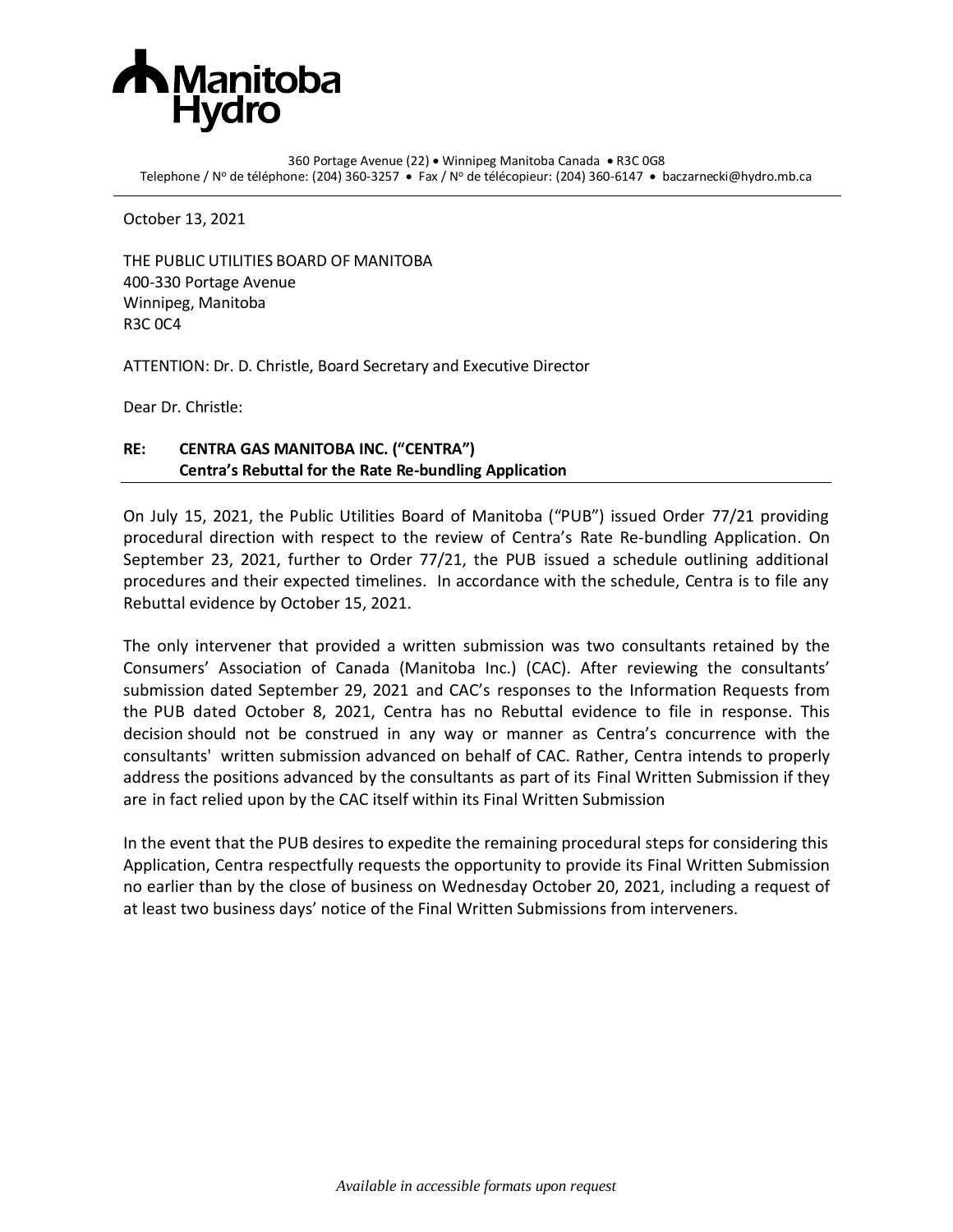**Manitoba Hydro**

360 Portage Avenue (22) • Winnipeg Manitoba Canada • R3C 0G8
Telephone / Nº de téléphone: (204) 360-3257 • Fax / Nº de télécopieur: (204) 360-6147 • baczarnecki@hydro.mb.ca

October 13, 2021

THE PUBLIC UTILITIES BOARD OF MANITOBA
400-330 Portage Avenue
Winnipeg, Manitoba
R3C 0C4

ATTENTION: Dr. D. Christle, Board Secretary and Executive Director

Dear Dr. Christle:

**RE: CENTRA GAS MANITOBA INC. ("CENTRA")**
**Centra's Rebuttal for the Rate Re-bundling Application**

On July 15, 2021, the Public Utilities Board of Manitoba ("PUB") issued Order 77/21 providing procedural direction with respect to the review of Centra's Rate Re-bundling Application. On September 23, 2021, further to Order 77/21, the PUB issued a schedule outlining additional procedures and their expected timelines. In accordance with the schedule, Centra is to file any Rebuttal evidence by October 15, 2021.

The only intervener that provided a written submission was two consultants retained by the Consumers' Association of Canada (Manitoba Inc.) (CAC). After reviewing the consultants' submission dated September 29, 2021 and CAC's responses to the Information Requests from the PUB dated October 8, 2021, Centra has no Rebuttal evidence to file in response. This decision should not be construed in any way or manner as Centra's concurrence with the consultants' written submission advanced on behalf of CAC. Rather, Centra intends to properly address the positions advanced by the consultants as part of its Final Written Submission if they are in fact relied upon by the CAC itself within its Final Written Submission

In the event that the PUB desires to expedite the remaining procedural steps for considering this Application, Centra respectfully requests the opportunity to provide its Final Written Submission no earlier than by the close of business on Wednesday October 20, 2021, including a request of at least two business days' notice of the Final Written Submissions from interveners.

*Available in accessible formats upon request*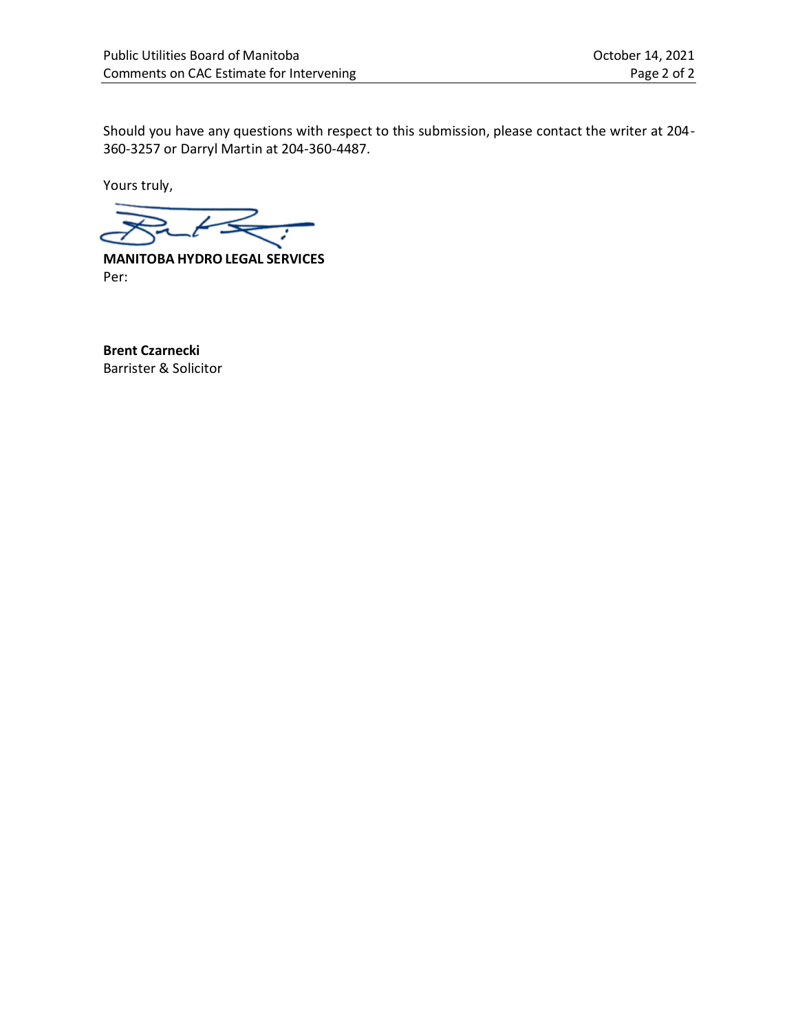Should you have any questions with respect to this submission, please contact the writer at 204-360-3257 or Darryl Martin at 204-360-4487.

Yours truly,

**MANITOBA HYDRO LEGAL SERVICES**
Per:

**Brent Czarnecki**
Barrister & Solicitor